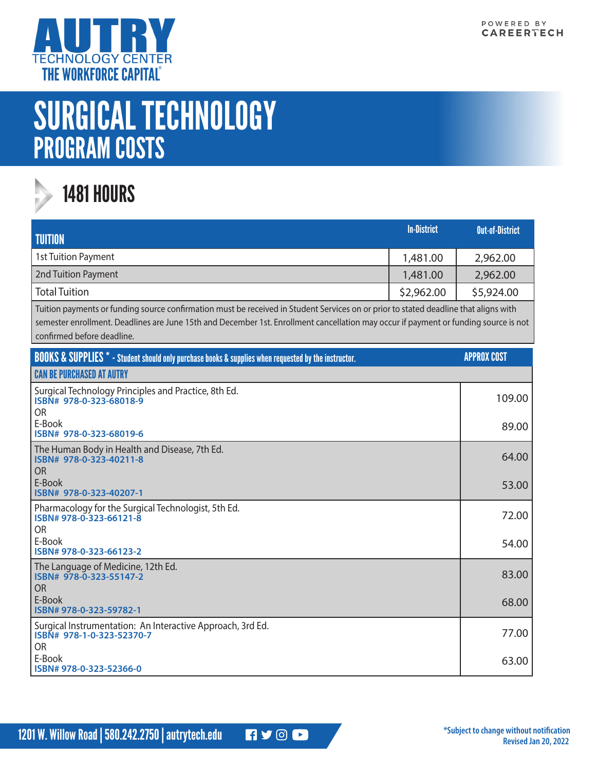AUTRY TECHNOLOGY CENTER
THE WORKFORCE CAPITAL®

POWERED BY CAREERTECH

# SURGICAL TECHNOLOGY
## PROGRAM COSTS

### 1481 HOURS

| TUITION | In-District | Out-of-District |
|---|---|---|
| 1st Tuition Payment | 1,481.00 | 2,962.00 |
| 2nd Tuition Payment | 1,481.00 | 2,962.00 |
| Total Tuition | $2,962.00 | $5,924.00 |

Tuition payments or funding source confirmation must be received in Student Services on or prior to stated deadline that aligns with semester enrollment. Deadlines are June 15th and December 1st. Enrollment cancellation may occur if payment or funding source is not confirmed before deadline.

| BOOKS & SUPPLIES * - Student should only purchase books & supplies when requested by the instructor. | APPROX COST |
|---|---|
| **CAN BE PURCHASED AT AUTRY** | |
| Surgical Technology Principles and Practice, 8th Ed. **ISBN# 978-0-323-68018-9** | 109.00 |
| OR E-Book **ISBN# 978-0-323-68019-6** | 89.00 |
| The Human Body in Health and Disease, 7th Ed. **ISBN# 978-0-323-40211-8** | 64.00 |
| OR E-Book **ISBN# 978-0-323-40207-1** | 53.00 |
| Pharmacology for the Surgical Technologist, 5th Ed. **ISBN# 978-0-323-66121-8** | 72.00 |
| OR E-Book **ISBN# 978-0-323-66123-2** | 54.00 |
| The Language of Medicine, 12th Ed. **ISBN# 978-0-323-55147-2** | 83.00 |
| OR E-Book **ISBN# 978-0-323-59782-1** | 68.00 |
| Surgical Instrumentation: An Interactive Approach, 3rd Ed. **ISBN# 978-1-0-323-52370-7** | 77.00 |
| OR E-Book **ISBN# 978-0-323-52366-0** | 63.00 |

1201 W. Willow Road | 580.242.2750 | autrytech.edu

*Subject to change without notification
Revised Jan 20, 2022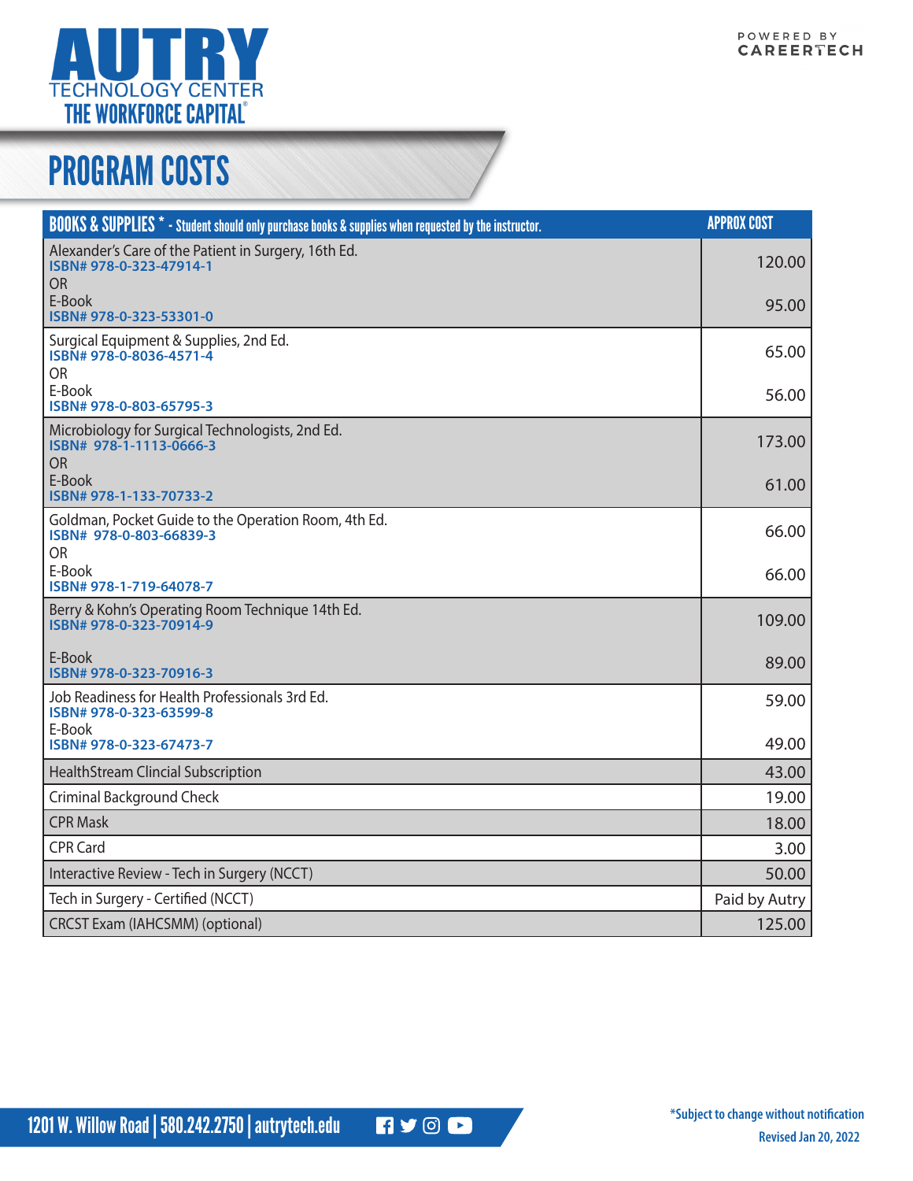# AUTRY TECHNOLOGY CENTER
## THE WORKFORCE CAPITAL®

POWERED BY CAREERTECH

# PROGRAM COSTS

| BOOKS & SUPPLIES * - Student should only purchase books & supplies when requested by the instructor. | APPROX COST |
|---|---|
| Alexander's Care of the Patient in Surgery, 16th Ed. ISBN# 978-0-323-47914-1 | 120.00 |
| OR E-Book ISBN# 978-0-323-53301-0 | 95.00 |
| Surgical Equipment & Supplies, 2nd Ed. ISBN# 978-0-8036-4571-4 | 65.00 |
| OR E-Book ISBN# 978-0-803-65795-3 | 56.00 |
| Microbiology for Surgical Technologists, 2nd Ed. ISBN# 978-1-1113-0666-3 | 173.00 |
| OR E-Book ISBN# 978-1-133-70733-2 | 61.00 |
| Goldman, Pocket Guide to the Operation Room, 4th Ed. ISBN# 978-0-803-66839-3 | 66.00 |
| OR E-Book ISBN# 978-1-719-64078-7 | 66.00 |
| Berry & Kohn's Operating Room Technique 14th Ed. ISBN# 978-0-323-70914-9 | 109.00 |
| E-Book ISBN# 978-0-323-70916-3 | 89.00 |
| Job Readiness for Health Professionals 3rd Ed. ISBN# 978-0-323-63599-8 | 59.00 |
| E-Book ISBN# 978-0-323-67473-7 | 49.00 |
| HealthStream Clincial Subscription | 43.00 |
| Criminal Background Check | 19.00 |
| CPR Mask | 18.00 |
| CPR Card | 3.00 |
| Interactive Review - Tech in Surgery (NCCT) | 50.00 |
| Tech in Surgery - Certified (NCCT) | Paid by Autry |
| CRCST Exam (IAHCSMM) (optional) | 125.00 |

1201 W. Willow Road | 580.242.2750 | autrytech.edu

*Subject to change without notification

Revised Jan 20, 2022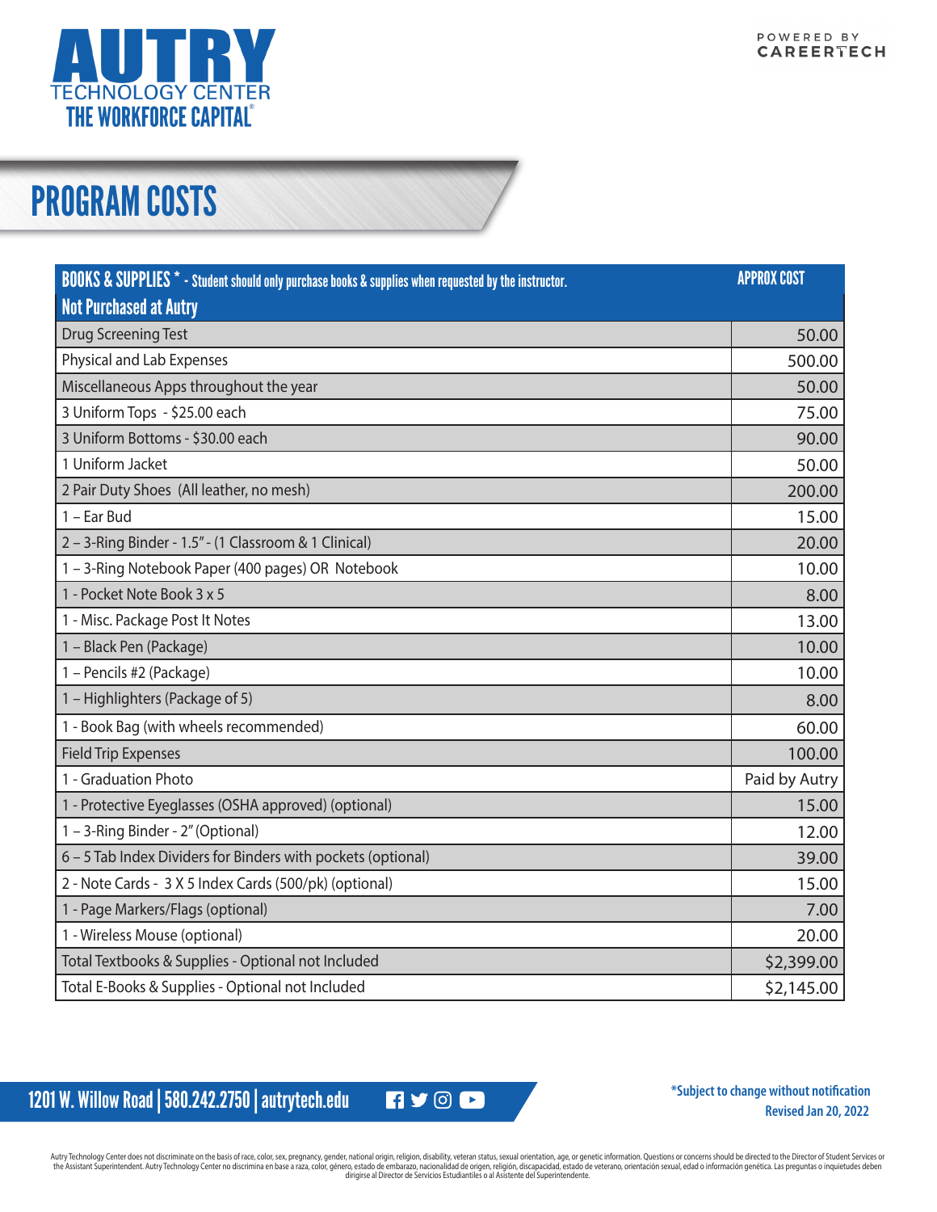AUTRY TECHNOLOGY CENTER
THE WORKFORCE CAPITAL®

POWERED BY CAREERTECH

# PROGRAM COSTS

| BOOKS & SUPPLIES * - Student should only purchase books & supplies when requested by the instructor. Not Purchased at Autry | APPROX COST |
|---|---|
| Drug Screening Test | 50.00 |
| Physical and Lab Expenses | 500.00 |
| Miscellaneous Apps throughout the year | 50.00 |
| 3 Uniform Tops - $25.00 each | 75.00 |
| 3 Uniform Bottoms - $30.00 each | 90.00 |
| 1 Uniform Jacket | 50.00 |
| 2 Pair Duty Shoes (All leather, no mesh) | 200.00 |
| 1 – Ear Bud | 15.00 |
| 2 – 3-Ring Binder - 1.5" - (1 Classroom & 1 Clinical) | 20.00 |
| 1 – 3-Ring Notebook Paper (400 pages) OR Notebook | 10.00 |
| 1 - Pocket Note Book 3 x 5 | 8.00 |
| 1 - Misc. Package Post It Notes | 13.00 |
| 1 – Black Pen (Package) | 10.00 |
| 1 – Pencils #2 (Package) | 10.00 |
| 1 – Highlighters (Package of 5) | 8.00 |
| 1 - Book Bag (with wheels recommended) | 60.00 |
| Field Trip Expenses | 100.00 |
| 1 - Graduation Photo | Paid by Autry |
| 1 - Protective Eyeglasses (OSHA approved) (optional) | 15.00 |
| 1 – 3-Ring Binder - 2" (Optional) | 12.00 |
| 6 – 5 Tab Index Dividers for Binders with pockets (optional) | 39.00 |
| 2 - Note Cards - 3 X 5 Index Cards (500/pk) (optional) | 15.00 |
| 1 - Page Markers/Flags (optional) | 7.00 |
| 1 - Wireless Mouse (optional) | 20.00 |
| Total Textbooks & Supplies - Optional not Included | $2,399.00 |
| Total E-Books & Supplies - Optional not Included | $2,145.00 |

1201 W. Willow Road | 580.242.2750 | autrytech.edu

*Subject to change without notification
Revised Jan 20, 2022

Autry Technology Center does not discriminate on the basis of race, color, sex, pregnancy, gender, national origin, religion, disability, veteran status, sexual orientation, age, or genetic information. Questions or concerns should be directed to the Director of Student Services or the Assistant Superintendent. Autry Technology Center no discrimina en base a raza, color, género, estado de embarazo, nacionalidad de origen, religión, discapacidad, estado de veterano, orientación sexual, edad o información genética. Las preguntas o inquietudes deben dirigirse al Director de Servicios Estudiantiles o al Asistente del Superintendente.